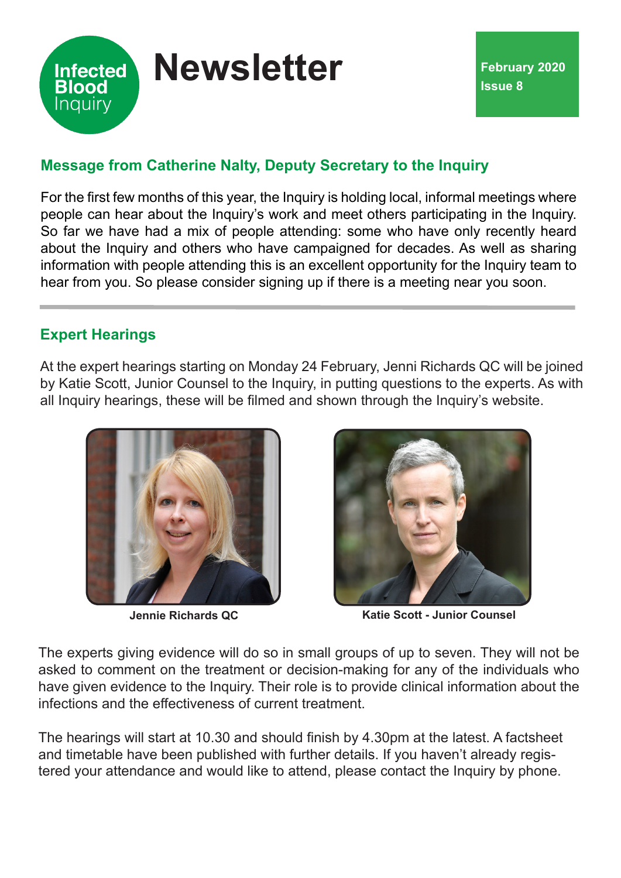Infected Blood Inquiry

# Newsletter

**February 2020**
**Issue 8**

## Message from Catherine Nalty, Deputy Secretary to the Inquiry

For the first few months of this year, the Inquiry is holding local, informal meetings where people can hear about the Inquiry's work and meet others participating in the Inquiry. So far we have had a mix of people attending: some who have only recently heard about the Inquiry and others who have campaigned for decades. As well as sharing information with people attending this is an excellent opportunity for the Inquiry team to hear from you. So please consider signing up if there is a meeting near you soon.

---

## Expert Hearings

At the expert hearings starting on Monday 24 February, Jenni Richards QC will be joined by Katie Scott, Junior Counsel to the Inquiry, in putting questions to the experts. As with all Inquiry hearings, these will be filmed and shown through the Inquiry's website.

**Jennie Richards QC**

**Katie Scott - Junior Counsel**

The experts giving evidence will do so in small groups of up to seven. They will not be asked to comment on the treatment or decision-making for any of the individuals who have given evidence to the Inquiry. Their role is to provide clinical information about the infections and the effectiveness of current treatment.

The hearings will start at 10.30 and should finish by 4.30pm at the latest. A factsheet and timetable have been published with further details. If you haven't already registered your attendance and would like to attend, please contact the Inquiry by phone.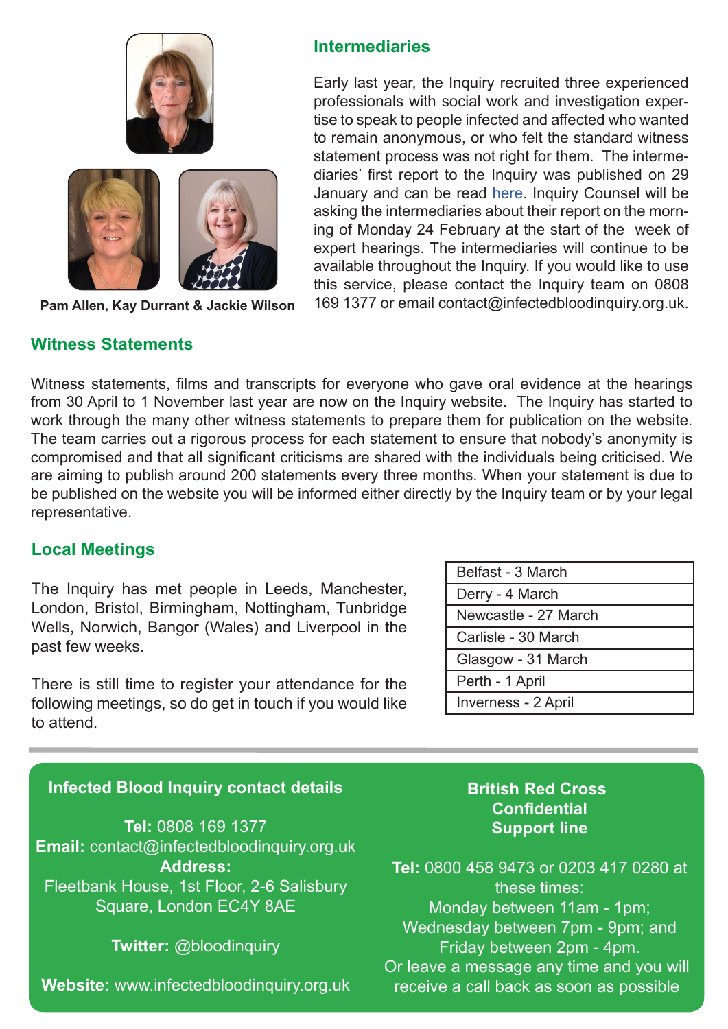Pam Allen, Kay Durrant & Jackie Wilson

## Intermediaries

Early last year, the Inquiry recruited three experienced professionals with social work and investigation expertise to speak to people infected and affected who wanted to remain anonymous, or who felt the standard witness statement process was not right for them. The intermediaries' first report to the Inquiry was published on 29 January and can be read here. Inquiry Counsel will be asking the intermediaries about their report on the morning of Monday 24 February at the start of the week of expert hearings. The intermediaries will continue to be available throughout the Inquiry. If you would like to use this service, please contact the Inquiry team on 0808 169 1377 or email contact@infectedbloodinquiry.org.uk.

## Witness Statements

Witness statements, films and transcripts for everyone who gave oral evidence at the hearings from 30 April to 1 November last year are now on the Inquiry website. The Inquiry has started to work through the many other witness statements to prepare them for publication on the website. The team carries out a rigorous process for each statement to ensure that nobody's anonymity is compromised and that all significant criticisms are shared with the individuals being criticised. We are aiming to publish around 200 statements every three months. When your statement is due to be published on the website you will be informed either directly by the Inquiry team or by your legal representative.

## Local Meetings

The Inquiry has met people in Leeds, Manchester, London, Bristol, Birmingham, Nottingham, Tunbridge Wells, Norwich, Bangor (Wales) and Liverpool in the past few weeks.

There is still time to register your attendance for the following meetings, so do get in touch if you would like to attend.

| |
|---|
| Belfast - 3 March |
| Derry - 4 March |
| Newcastle - 27 March |
| Carlisle - 30 March |
| Glasgow - 31 March |
| Perth - 1 April |
| Inverness - 2 April |

**Infected Blood Inquiry contact details**

**Tel:** 0808 169 1377
**Email:** contact@infectedbloodinquiry.org.uk
**Address:**
Fleetbank House, 1st Floor, 2-6 Salisbury Square, London EC4Y 8AE

**Twitter:** @bloodinquiry

**Website:** www.infectedbloodinquiry.org.uk

**British Red Cross Confidential Support line**

**Tel:** 0800 458 9473 or 0203 417 0280 at these times:
Monday between 11am - 1pm;
Wednesday between 7pm - 9pm; and
Friday between 2pm - 4pm.
Or leave a message any time and you will receive a call back as soon as possible